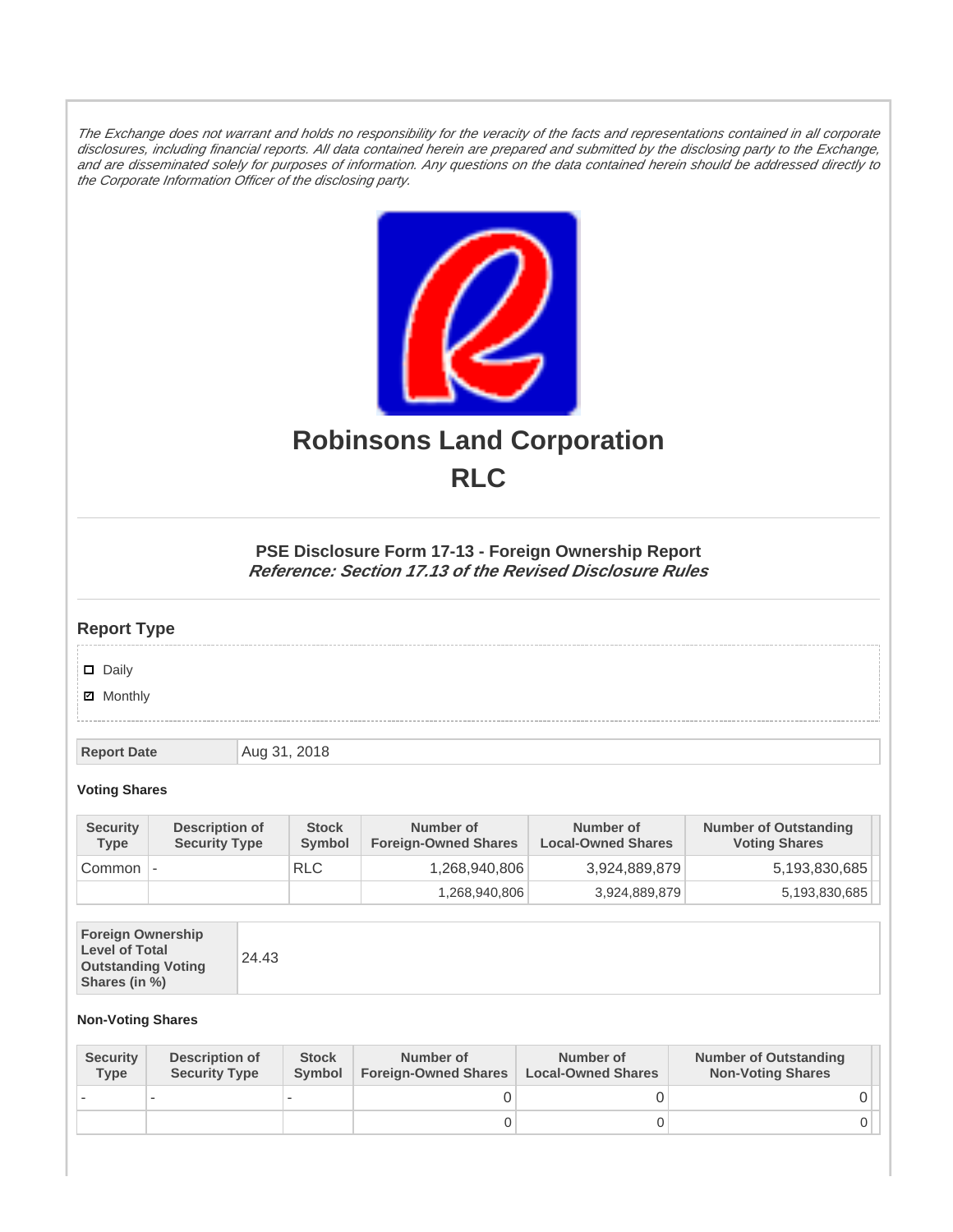*The Exchange does not warrant and holds no responsibility for the veracity of the facts and representations contained in all corporate disclosures, including financial reports. All data contained herein are prepared and submitted by the disclosing party to the Exchange, and are disseminated solely for purposes of information. Any questions on the data contained herein should be addressed directly to the Corporate Information Officer of the disclosing party.*

# Robinsons Land Corporation
# RLC

### PSE Disclosure Form 17-13 - Foreign Ownership Report
***Reference: Section 17.13 of the Revised Disclosure Rules***

## Report Type

- [ ] Daily
- [x] Monthly

| Report Date | Aug 31, 2018 |
|---|---|

**Voting Shares**

| Security Type | Description of Security Type | Stock Symbol | Number of Foreign-Owned Shares | Number of Local-Owned Shares | Number of Outstanding Voting Shares |
|---|---|---|---|---|---|
| Common | - | RLC | 1,268,940,806 | 3,924,889,879 | 5,193,830,685 |
| | | | 1,268,940,806 | 3,924,889,879 | 5,193,830,685 |

| Foreign Ownership Level of Total Outstanding Voting Shares (in %) | 24.43 |
|---|---|

**Non-Voting Shares**

| Security Type | Description of Security Type | Stock Symbol | Number of Foreign-Owned Shares | Number of Local-Owned Shares | Number of Outstanding Non-Voting Shares |
|---|---|---|---|---|---|
| - | - | - | 0 | 0 | 0 |
| | | | 0 | 0 | 0 |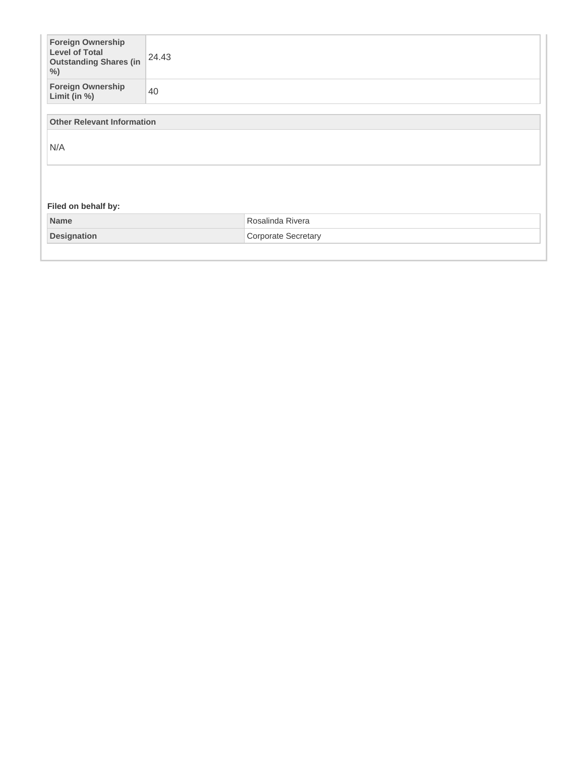| | |
|---|---|
| **Foreign Ownership Level of Total Outstanding Shares (in %)** | 24.43 |
| **Foreign Ownership Limit (in %)** | 40 |

| **Other Relevant Information** |
|---|
| N/A |

**Filed on behalf by:**

| | |
|---|---|
| **Name** | Rosalinda Rivera |
| **Designation** | Corporate Secretary |